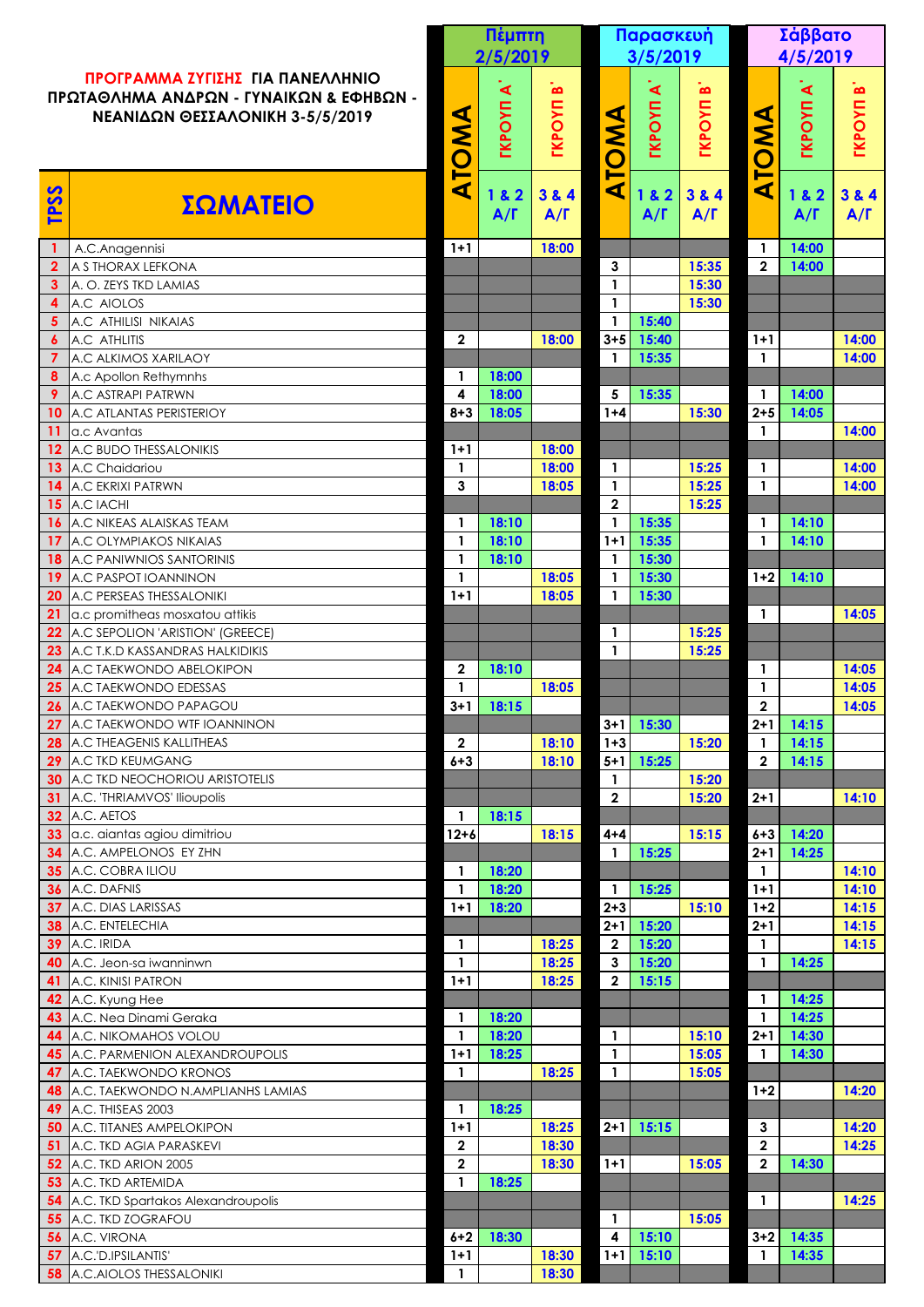**ΠΡΟΓΡΑΜΜΑ ΖΥΓΙΣΗΣ ΓΙΑ ΠΑΝΕΛΛΗΝΙΟ ΠΡΩΤΑΘΛΗΜΑ ΑΝΔΡΩΝ - ΓΥΝΑΙΚΩΝ & ΕΦΗΒΩΝ - ΝΕΑΝΙΔΩΝ ΘΕΣΣΑΛΟΝΙΚΗ 3-5/5/2019**

| TPSS | ΣΩΜΑΤΕΙΟ | Πέμπτη 2/5/2019 | | | Παρασκευή 3/5/2019 | | | Σάββατο 4/5/2019 | | |
|---|---|---|---|---|---|---|---|---|---|---|
| | | ΑΤΟΜΑ | ΓΚΡΟΥΠ Α' 1 & 2 Α/Γ | ΓΚΡΟΥΠ Β' 3 & 4 Α/Γ | ΑΤΟΜΑ | ΓΚΡΟΥΠ Α' 1 & 2 Α/Γ | ΓΚΡΟΥΠ Β' 3 & 4 Α/Γ | ΑΤΟΜΑ | ΓΚΡΟΥΠ Α' 1 & 2 Α/Γ | ΓΚΡΟΥΠ Β' 3 & 4 Α/Γ |
| 1 | A.C.Anagennisi | 1+1 | | 18:00 | | | | 1 | 14:00 | |
| 2 | A S THORAX LEFKONA | | | | 3 | | 15:35 | 2 | 14:00 | |
| 3 | A. O. ZEYS TKD LAMIAS | | | | 1 | | 15:30 | | | |
| 4 | A.C AIOLOS | | | | 1 | | 15:30 | | | |
| 5 | A.C ATHILISI NIKAIAS | | | | 1 | 15:40 | | | | |
| 6 | A.C ATHLITIS | 2 | | 18:00 | 3+5 | 15:40 | | 1+1 | | 14:00 |
| 7 | A.C ALKIMOS XARILAOY | | | | 1 | 15:35 | | 1 | | 14:00 |
| 8 | A.c Apollon Rethymnhs | 1 | 18:00 | | | | | | | |
| 9 | A.C ASTRAPI PATRWN | 4 | 18:00 | | 5 | 15:35 | | 1 | 14:00 | |
| 10 | A.C ATLANTAS PERISTERIOY | 8+3 | 18:05 | | 1+4 | | 15:30 | 2+5 | 14:05 | |
| 11 | a.c Avantas | | | | | | | 1 | | 14:00 |
| 12 | A.C BUDO THESSALONIKIS | 1+1 | | 18:00 | | | | | | |
| 13 | A.C Chaidariou | 1 | | 18:00 | 1 | | 15:25 | 1 | | 14:00 |
| 14 | A.C EKRIXI PATRWN | 3 | | 18:05 | 1 | | 15:25 | 1 | | 14:00 |
| 15 | A.C IACHI | | | | 2 | | 15:25 | | | |
| 16 | A.C NIKEAS ALAISKAS TEAM | 1 | 18:10 | | 1 | 15:35 | | 1 | 14:10 | |
| 17 | A.C OLYMPIAKOS NIKAIAS | 1 | 18:10 | | 1+1 | 15:35 | | 1 | 14:10 | |
| 18 | A.C PANIWNIOS SANTORINIS | 1 | 18:10 | | 1 | 15:30 | | | | |
| 19 | A.C PASPOT IOANNINON | 1 | | 18:05 | 1 | 15:30 | | 1+2 | 14:10 | |
| 20 | A.C PERSEAS THESSALONIKI | 1+1 | | 18:05 | 1 | 15:30 | | | | |
| 21 | a.c promitheas mosxatou attikis | | | | | | | 1 | | 14:05 |
| 22 | A.C SEPOLION 'ARISTION' (GREECE) | | | | 1 | | 15:25 | | | |
| 23 | A.C T.K.D KASSANDRAS HALKIDIKIS | | | | 1 | | 15:25 | | | |
| 24 | A.C TAEKWONDO ABELOKIPON | 2 | 18:10 | | | | | 1 | | 14:05 |
| 25 | A.C TAEKWONDO EDESSAS | 1 | | 18:05 | | | | 1 | | 14:05 |
| 26 | A.C TAEKWONDO PAPAGOU | 3+1 | 18:15 | | | | | 2 | | 14:05 |
| 27 | A.C TAEKWONDO WTF IOANNINON | | | | 3+1 | 15:30 | | 2+1 | 14:15 | |
| 28 | A.C THEAGENIS KALLITHEAS | 2 | | 18:10 | 1+3 | | 15:20 | 1 | 14:15 | |
| 29 | A.C TKD KEUMGANG | 6+3 | | 18:10 | 5+1 | 15:25 | | 2 | 14:15 | |
| 30 | A.C TKD NEOCHORIOU ARISTOTELIS | | | | 1 | | 15:20 | | | |
| 31 | A.C. 'THRIAMVOS' Ilioupolis | | | | 2 | | 15:20 | 2+1 | | 14:10 |
| 32 | A.C. AETOS | 1 | 18:15 | | | | | | | |
| 33 | a.c. aiantas agiou dimitriou | 12+6 | | 18:15 | 4+4 | | 15:15 | 6+3 | 14:20 | |
| 34 | A.C. AMPELONOS EY ZHN | | | | 1 | 15:25 | | 2+1 | 14:25 | |
| 35 | A.C. COBRA ILIOU | 1 | 18:20 | | | | | 1 | | 14:10 |
| 36 | A.C. DAFNIS | 1 | 18:20 | | 1 | 15:25 | | 1+1 | | 14:10 |
| 37 | A.C. DIAS LARISSAS | 1+1 | 18:20 | | 2+3 | | 15:10 | 1+2 | | 14:15 |
| 38 | A.C. ENTELECHIA | | | | 2+1 | 15:20 | | 2+1 | | 14:15 |
| 39 | A.C. IRIDA | 1 | | 18:25 | 2 | 15:20 | | 1 | | 14:15 |
| 40 | A.C. Jeon-sa iwanninwn | 1 | | 18:25 | 3 | 15:20 | | 1 | 14:25 | |
| 41 | A.C. KINISI PATRON | 1+1 | | 18:25 | 2 | 15:15 | | | | |
| 42 | A.C. Kyung Hee | | | | | | | 1 | 14:25 | |
| 43 | A.C. Nea Dinami Geraka | 1 | 18:20 | | | | | 1 | 14:25 | |
| 44 | A.C. NIKOMAHOS VOLOU | 1 | 18:20 | | 1 | | 15:10 | 2+1 | 14:30 | |
| 45 | A.C. PARMENION ALEXANDROUPOLIS | 1+1 | 18:25 | | 1 | | 15:05 | 1 | 14:30 | |
| 47 | A.C. TAEKWONDO KRONOS | 1 | | 18:25 | 1 | | 15:05 | | | |
| 48 | A.C. TAEKWONDO N.AMPLIANHS LAMIAS | | | | | | | 1+2 | | 14:20 |
| 49 | A.C. THISEAS 2003 | 1 | 18:25 | | | | | | | |
| 50 | A.C. TITANES AMPELOKIPON | 1+1 | | 18:25 | 2+1 | 15:15 | | 3 | | 14:20 |
| 51 | A.C. TKD AGIA PARASKEVI | 2 | | 18:30 | | | | 2 | | 14:25 |
| 52 | A.C. TKD ARION 2005 | 2 | | 18:30 | 1+1 | | 15:05 | 2 | 14:30 | |
| 53 | A.C. TKD ARTEMIDA | 1 | 18:25 | | | | | | | |
| 54 | A.C. TKD Spartakos Alexandroupolis | | | | | | | 1 | | 14:25 |
| 55 | A.C. TKD ZOGRAFOU | | | | 1 | | 15:05 | | | |
| 56 | A.C. VIRONA | 6+2 | 18:30 | | 4 | 15:10 | | 3+2 | 14:35 | |
| 57 | A.C.'D.IPSILANTIS' | 1+1 | | 18:30 | 1+1 | 15:10 | | 1 | 14:35 | |
| 58 | A.C.AIOLOS THESSALONIKI | 1 | | 18:30 | | | | | | |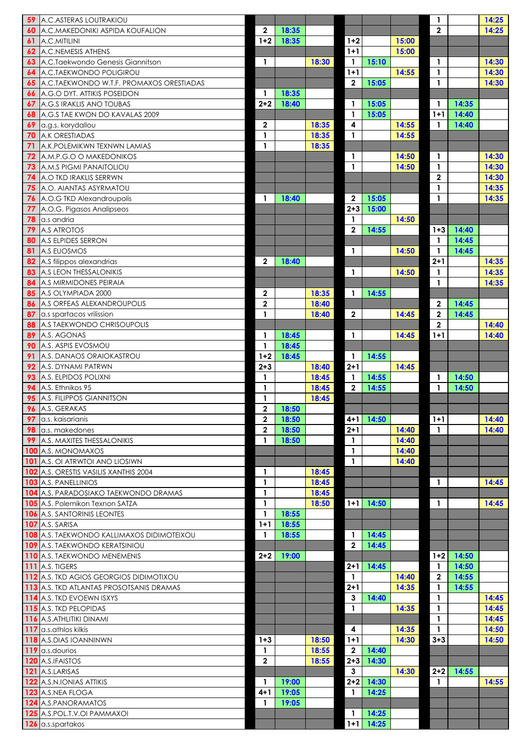| | | | | | | | | | | |
|---|---|---|---|---|---|---|---|---|---|---|
| 59 | A.C.ASTERAS LOUTRAKIOU | | | | | | | 1 | | 14:25 |
| 60 | A.C.MAKEDONIKI ASPIDA KOUFALION | 2 | 18:35 | | | | | 2 | | 14:25 |
| 61 | A.C.MITILINI | 1+2 | 18:35 | | 1+2 | | 15:00 | | | |
| 62 | A.C.NEMESIS ATHENS | | | | 1+1 | | 15:00 | | | |
| 63 | A.C.Taekwondo Genesis Giannitson | 1 | | 18:30 | 1 | 15:10 | | 1 | | 14:30 |
| 64 | A.C.TAEKWONDO POLIGIROU | | | | 1+1 | | 14:55 | 1 | | 14:30 |
| 65 | A.C.TAEKWONDO W.T.F. PROMAXOS ORESTIADAS | | | | 2 | 15:05 | | 1 | | 14:30 |
| 66 | A.G.O DYT. ATTIKIS POSEIDON | 1 | 18:35 | | | | | | | |
| 67 | A.G.S IRAKLIS ANO TOUBAS | 2+2 | 18:40 | | 1 | 15:05 | | 1 | 14:35 | |
| 68 | A.G.S TAE KWON DO KAVALAS 2009 | | | | 1 | 15:05 | | 1+1 | 14:40 | |
| 69 | a.g.s. korydallou | 2 | | 18:35 | 4 | | 14:55 | 1 | 14:40 | |
| 70 | A.K ORESTIADAS | 1 | | 18:35 | 1 | | 14:55 | | | |
| 71 | A.K.POLEMIKWN TEXNWN LAMIAS | 1 | | 18:35 | | | | | | |
| 72 | A.M.P.G.O O MAKEDONIKOS | | | | 1 | | 14:50 | 1 | | 14:30 |
| 73 | A.M.S PIGMI PANAITOLIOU | | | | 1 | | 14:50 | 1 | | 14:30 |
| 74 | A.O TKD IRAKLIS SERRWN | | | | | | | 2 | | 14:30 |
| 75 | A.O. AIANTAS ASYRMATOU | | | | | | | 1 | | 14:35 |
| 76 | A.O.G TKD Alexandroupolis | 1 | 18:40 | | 2 | 15:05 | | 1 | | 14:35 |
| 77 | A.O.G. Pigasos Analipseos | | | | 2+3 | 15:00 | | | | |
| 78 | a.s andria | | | | 1 | | 14:50 | | | |
| 79 | A.S ATROTOS | | | | 2 | 14:55 | | 1+3 | 14:40 | |
| 80 | A.S ELPIDES SERRON | | | | | | | 1 | 14:45 | |
| 81 | A.S EUOSMOS | | | | 1 | | 14:50 | 1 | 14:45 | |
| 82 | A.S filippos alexandrias | 2 | 18:40 | | | | | 2+1 | | 14:35 |
| 83 | A.S LEON THESSALONIKIS | | | | 1 | | 14:50 | 1 | | 14:35 |
| 84 | A.S MIRMIDONES PEIRAIA | | | | | | | 1 | | 14:35 |
| 85 | A.S OLYMPIADA 2000 | 2 | | 18:35 | 1 | 14:55 | | | | |
| 86 | A.S ORFEAS ALEXANDROUPOLIS | 2 | | 18:40 | | | | 2 | 14:45 | |
| 87 | a.s spartacos vrilission | 1 | | 18:40 | 2 | | 14:45 | 2 | 14:45 | |
| 88 | A.S TAEKWONDO CHRISOUPOLIS | | | | | | | 2 | | 14:40 |
| 89 | A.S. AGONAS | 1 | 18:45 | | 1 | | 14:45 | 1+1 | | 14:40 |
| 90 | A.S. ASPIS EVOSMOU | 1 | 18:45 | | | | | | | |
| 91 | A.S. DANAOS ORAIOKASTROU | 1+2 | 18:45 | | 1 | 14:55 | | | | |
| 92 | A.S. DYNAMI PATRWN | 2+3 | | 18:40 | 2+1 | | 14:45 | | | |
| 93 | A.S. ELPIDOS POLIXNI | 1 | | 18:45 | 1 | 14:55 | | 1 | 14:50 | |
| 94 | A.S. Ethnikos 95 | 1 | | 18:45 | 2 | 14:55 | | 1 | 14:50 | |
| 95 | A.S. FILIPPOS GIANNITSON | 1 | | 18:45 | | | | | | |
| 96 | A.S. GERAKAS | 2 | 18:50 | | | | | | | |
| 97 | a.s. kaisarianis | 2 | 18:50 | | 4+1 | 14:50 | | 1+1 | | 14:40 |
| 98 | a.s. makedones | 2 | 18:50 | | 2+1 | | 14:40 | 1 | | 14:40 |
| 99 | A.S. MAXITES THESSALONIKIS | 1 | 18:50 | | 1 | | 14:40 | | | |
| 100 | A.S. MONOMAXOS | | | | 1 | | 14:40 | | | |
| 101 | A.S. OI ATRWTOI ANO LIOSIWN | | | | 1 | | 14:40 | | | |
| 102 | A.S. ORESTIS VASILIS XANTHIS 2004 | 1 | | 18:45 | | | | | | |
| 103 | A.S. PANELLINIOS | 1 | | 18:45 | | | | 1 | | 14:45 |
| 104 | A.S. PARADOSIAKO TAEKWONDO DRAMAS | 1 | | 18:45 | | | | | | |
| 105 | A.S. Polemikon Texnon SATZA | 1 | | 18:50 | 1+1 | 14:50 | | 1 | | 14:45 |
| 106 | A.S. SANTORINIS LEONTES | 1 | 18:55 | | | | | | | |
| 107 | A.S. SARISA | 1+1 | 18:55 | | | | | | | |
| 108 | A.S. TAEKWONDO KALLIMAXOS DIDIMOTEIXOU | 1 | 18:55 | | 1 | 14:45 | | | | |
| 109 | A.S. TAEKWONDO KERATSINIOU | | | | 2 | 14:45 | | | | |
| 110 | A.S. TAEKWONDO MENEMENIS | 2+2 | 19:00 | | | | | 1+2 | 14:50 | |
| 111 | A.S. TIGERS | | | | 2+1 | 14:45 | | 1 | 14:50 | |
| 112 | A.S. TKD AGIOS GEORGIOS DIDIMOTIXOU | | | | 1 | | 14:40 | 2 | 14:55 | |
| 113 | A.S. TKD ATLANTAS PROSOTSANIS DRAMAS | | | | 2+1 | | 14:35 | 1 | 14:55 | |
| 114 | A.S. TKD EVOEWN ISXYS | | | | 3 | 14:40 | | 1 | | 14:45 |
| 115 | A.S. TKD PELOPIDAS | | | | 1 | | 14:35 | 1 | | 14:45 |
| 116 | A.S.ATHLITIKI DINAMI | | | | | | | 1 | | 14:45 |
| 117 | a.s.athlos kilkis | | | | 4 | | 14:35 | 1 | | 14:50 |
| 118 | A.S.DIAS IOANNINWN | 1+3 | | 18:50 | 1+1 | | 14:30 | 3+3 | | 14:50 |
| 119 | a.s.dourios | 1 | | 18:55 | 2 | 14:40 | | | | |
| 120 | A.S.IFAISTOS | 2 | | 18:55 | 2+3 | 14:30 | | | | |
| 121 | A.S.LARISAS | | | | 3 | | 14:30 | 2+2 | 14:55 | |
| 122 | A.S.N.IONIAS ATTIKIS | 1 | 19:00 | | 2+2 | 14:30 | | 1 | | 14:55 |
| 123 | A.S.NEA FLOGA | 4+1 | 19:05 | | 1 | 14:25 | | | | |
| 124 | A.S.PANORAMATOS | 1 | 19:05 | | | | | | | |
| 125 | A.S.POL.T.V.OI PAMMAXOI | | | | 1 | 14:25 | | | | |
| 126 | a.s.spartakos | | | | 1+1 | 14:25 | | | | |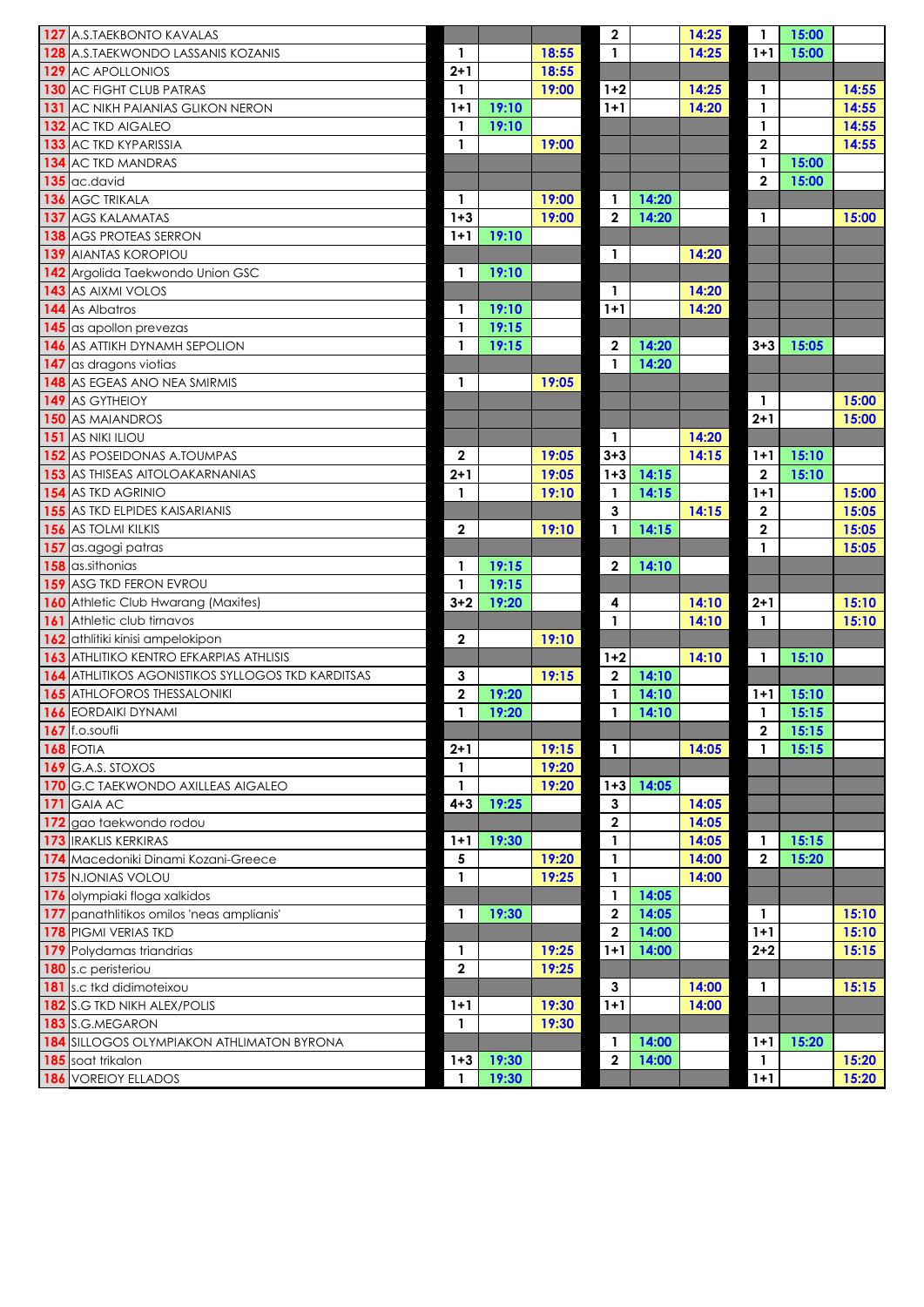| | | | | | | | | | | |
|---|---|---|---|---|---|---|---|---|---|---|
| 127 | A.S.TAEKBONTO KAVALAS | | | | 2 | | 14:25 | 1 | 15:00 | |
| 128 | A.S.TAEKWONDO LASSANIS KOZANIS | 1 | | 18:55 | 1 | | 14:25 | 1+1 | 15:00 | |
| 129 | AC APOLLONIOS | 2+1 | | 18:55 | | | | | | |
| 130 | AC FIGHT CLUB PATRAS | 1 | | 19:00 | 1+2 | | 14:25 | 1 | | 14:55 |
| 131 | AC NIKH PAIANIAS GLIKON NERON | 1+1 | 19:10 | | 1+1 | | 14:20 | 1 | | 14:55 |
| 132 | AC TKD AIGALEO | 1 | 19:10 | | | | | 1 | | 14:55 |
| 133 | AC TKD KYPARISSIA | 1 | | 19:00 | | | | 2 | | 14:55 |
| 134 | AC TKD MANDRAS | | | | | | | 1 | 15:00 | |
| 135 | ac.david | | | | | | | 2 | 15:00 | |
| 136 | AGC TRIKALA | 1 | | 19:00 | 1 | 14:20 | | | | |
| 137 | AGS KALAMATAS | 1+3 | | 19:00 | 2 | 14:20 | | 1 | | 15:00 |
| 138 | AGS PROTEAS SERRON | 1+1 | 19:10 | | | | | | | |
| 139 | AIANTAS KOROPIOU | | | | 1 | | 14:20 | | | |
| 142 | Argolida Taekwondo Union GSC | 1 | 19:10 | | | | | | | |
| 143 | AS AIXMI VOLOS | | | | 1 | | 14:20 | | | |
| 144 | As Albatros | 1 | 19:10 | | 1+1 | | 14:20 | | | |
| 145 | as apollon prevezas | 1 | 19:15 | | | | | | | |
| 146 | AS ATTIKH DYNAMH SEPOLION | 1 | 19:15 | | 2 | 14:20 | | 3+3 | 15:05 | |
| 147 | as dragons viotias | | | | 1 | 14:20 | | | | |
| 148 | AS EGEAS ANO NEA SMIRMIS | 1 | | 19:05 | | | | | | |
| 149 | AS GYTHEIOY | | | | | | | 1 | | 15:00 |
| 150 | AS MAIANDROS | | | | | | | 2+1 | | 15:00 |
| 151 | AS NIKI ILIOU | | | | 1 | | 14:20 | | | |
| 152 | AS POSEIDONAS A.TOUMPAS | 2 | | 19:05 | 3+3 | | 14:15 | 1+1 | 15:10 | |
| 153 | AS THISEAS AITOLOAKARNANIAS | 2+1 | | 19:05 | 1+3 | 14:15 | | 2 | 15:10 | |
| 154 | AS TKD AGRINIO | 1 | | 19:10 | 1 | 14:15 | | 1+1 | | 15:00 |
| 155 | AS TKD ELPIDES KAISARIANIS | | | | 3 | | 14:15 | 2 | | 15:05 |
| 156 | AS TOLMI KILKIS | 2 | | 19:10 | 1 | 14:15 | | 2 | | 15:05 |
| 157 | as.agogi patras | | | | | | | 1 | | 15:05 |
| 158 | as.sithonias | 1 | 19:15 | | 2 | 14:10 | | | | |
| 159 | ASG TKD FERON EVROU | 1 | 19:15 | | | | | | | |
| 160 | Athletic Club Hwarang (Maxites) | 3+2 | 19:20 | | 4 | | 14:10 | 2+1 | | 15:10 |
| 161 | Athletic club tirnavos | | | | 1 | | 14:10 | 1 | | 15:10 |
| 162 | athlitiki kinisi ampelokipon | 2 | | 19:10 | | | | | | |
| 163 | ATHLITIKO KENTRO EFKARPIAS ATHLISIS | | | | 1+2 | | 14:10 | 1 | 15:10 | |
| 164 | ATHLITIKOS AGONISTIKOS SYLLOGOS TKD KARDITSAS | 3 | | 19:15 | 2 | 14:10 | | | | |
| 165 | ATHLOFOROS THESSALONIKI | 2 | 19:20 | | 1 | 14:10 | | 1+1 | 15:10 | |
| 166 | EORDAIKI DYNAMI | 1 | 19:20 | | 1 | 14:10 | | 1 | 15:15 | |
| 167 | f.o.soufli | | | | | | | 2 | 15:15 | |
| 168 | FOTIA | 2+1 | | 19:15 | 1 | | 14:05 | 1 | 15:15 | |
| 169 | G.A.S. STOXOS | 1 | | 19:20 | | | | | | |
| 170 | G.C TAEKWONDO AXILLEAS AIGALEO | 1 | | 19:20 | 1+3 | 14:05 | | | | |
| 171 | GAIA AC | 4+3 | 19:25 | | 3 | | 14:05 | | | |
| 172 | gao taekwondo rodou | | | | 2 | | 14:05 | | | |
| 173 | IRAKLIS KERKIRAS | 1+1 | 19:30 | | 1 | | 14:05 | 1 | 15:15 | |
| 174 | Macedoniki Dinami Kozani-Greece | 5 | | 19:20 | 1 | | 14:00 | 2 | 15:20 | |
| 175 | N.IONIAS VOLOU | 1 | | 19:25 | 1 | | 14:00 | | | |
| 176 | olympiaki floga xalkidos | | | | 1 | 14:05 | | | | |
| 177 | panathlitikos omilos 'neas amplianis' | 1 | 19:30 | | 2 | 14:05 | | 1 | | 15:10 |
| 178 | PIGMI VERIAS TKD | | | | 2 | 14:00 | | 1+1 | | 15:10 |
| 179 | Polydamas triandrias | 1 | | 19:25 | 1+1 | 14:00 | | 2+2 | | 15:15 |
| 180 | s.c peristeriou | 2 | | 19:25 | | | | | | |
| 181 | s.c tkd didimoteixou | | | | 3 | | 14:00 | 1 | | 15:15 |
| 182 | S.G TKD NIKH ALEX/POLIS | 1+1 | | 19:30 | 1+1 | | 14:00 | | | |
| 183 | S.G.MEGARON | 1 | | 19:30 | | | | | | |
| 184 | SILLOGOS OLYMPIAKON ATHLIMATON BYRONA | | | | 1 | 14:00 | | 1+1 | 15:20 | |
| 185 | soat trikalon | 1+3 | 19:30 | | 2 | 14:00 | | 1 | | 15:20 |
| 186 | VOREIOY ELLADOS | 1 | 19:30 | | | | | 1+1 | | 15:20 |